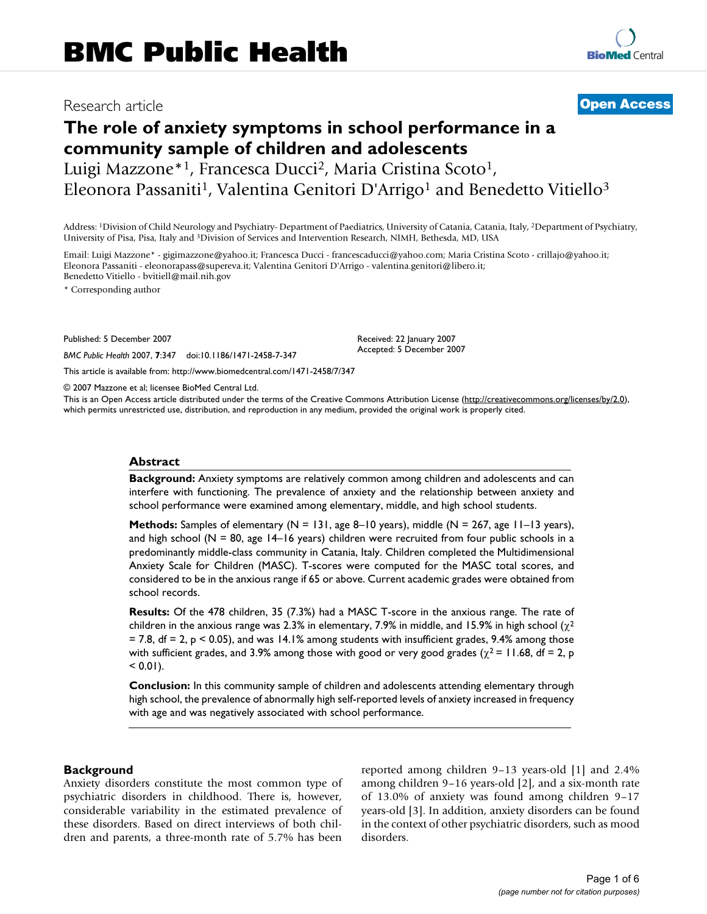BMC Public Health

Research article

**Open Access**

# The role of anxiety symptoms in school performance in a community sample of children and adolescents

Luigi Mazzone*[1], Francesca Ducci[2], Maria Cristina Scoto[1], Eleonora Passaniti[1], Valentina Genitori D'Arrigo[1] and Benedetto Vitiello[3]

Address: [1]Division of Child Neurology and Psychiatry- Department of Paediatrics, University of Catania, Catania, Italy, [2]Department of Psychiatry, University of Pisa, Pisa, Italy and [3]Division of Services and Intervention Research, NIMH, Bethesda, MD, USA

Email: Luigi Mazzone* - gigimazzone@yahoo.it; Francesca Ducci - francescaducci@yahoo.com; Maria Cristina Scoto - crillajo@yahoo.it; Eleonora Passaniti - eleonorapass@supereva.it; Valentina Genitori D'Arrigo - valentina.genitori@libero.it; Benedetto Vitiello - bvitiell@mail.nih.gov

* Corresponding author

Published: 5 December 2007

*BMC Public Health* 2007, **7**:347 doi:10.1186/1471-2458-7-347

Received: 22 January 2007
Accepted: 5 December 2007

This article is available from: http://www.biomedcentral.com/1471-2458/7/347

© 2007 Mazzone et al; licensee BioMed Central Ltd.

This is an Open Access article distributed under the terms of the Creative Commons Attribution License (http://creativecommons.org/licenses/by/2.0), which permits unrestricted use, distribution, and reproduction in any medium, provided the original work is properly cited.

## Abstract

**Background:** Anxiety symptoms are relatively common among children and adolescents and can interfere with functioning. The prevalence of anxiety and the relationship between anxiety and school performance were examined among elementary, middle, and high school students.

**Methods:** Samples of elementary (N = 131, age 8–10 years), middle (N = 267, age 11–13 years), and high school (N = 80, age 14–16 years) children were recruited from four public schools in a predominantly middle-class community in Catania, Italy. Children completed the Multidimensional Anxiety Scale for Children (MASC). T-scores were computed for the MASC total scores, and considered to be in the anxious range if 65 or above. Current academic grades were obtained from school records.

**Results:** Of the 478 children, 35 (7.3%) had a MASC T-score in the anxious range. The rate of children in the anxious range was 2.3% in elementary, 7.9% in middle, and 15.9% in high school ($\chi^2$ = 7.8, df = 2, $p < 0.05$), and was 14.1% among students with insufficient grades, 9.4% among those with sufficient grades, and 3.9% among those with good or very good grades ($\chi^2$ = 11.68, df = 2, $p < 0.01$).

**Conclusion:** In this community sample of children and adolescents attending elementary through high school, the prevalence of abnormally high self-reported levels of anxiety increased in frequency with age and was negatively associated with school performance.

## Background

Anxiety disorders constitute the most common type of psychiatric disorders in childhood. There is, however, considerable variability in the estimated prevalence of these disorders. Based on direct interviews of both children and parents, a three-month rate of 5.7% has been reported among children 9–13 years-old [1] and 2.4% among children 9–16 years-old [2], and a six-month rate of 13.0% of anxiety was found among children 9–17 years-old [3]. In addition, anxiety disorders can be found in the context of other psychiatric disorders, such as mood disorders.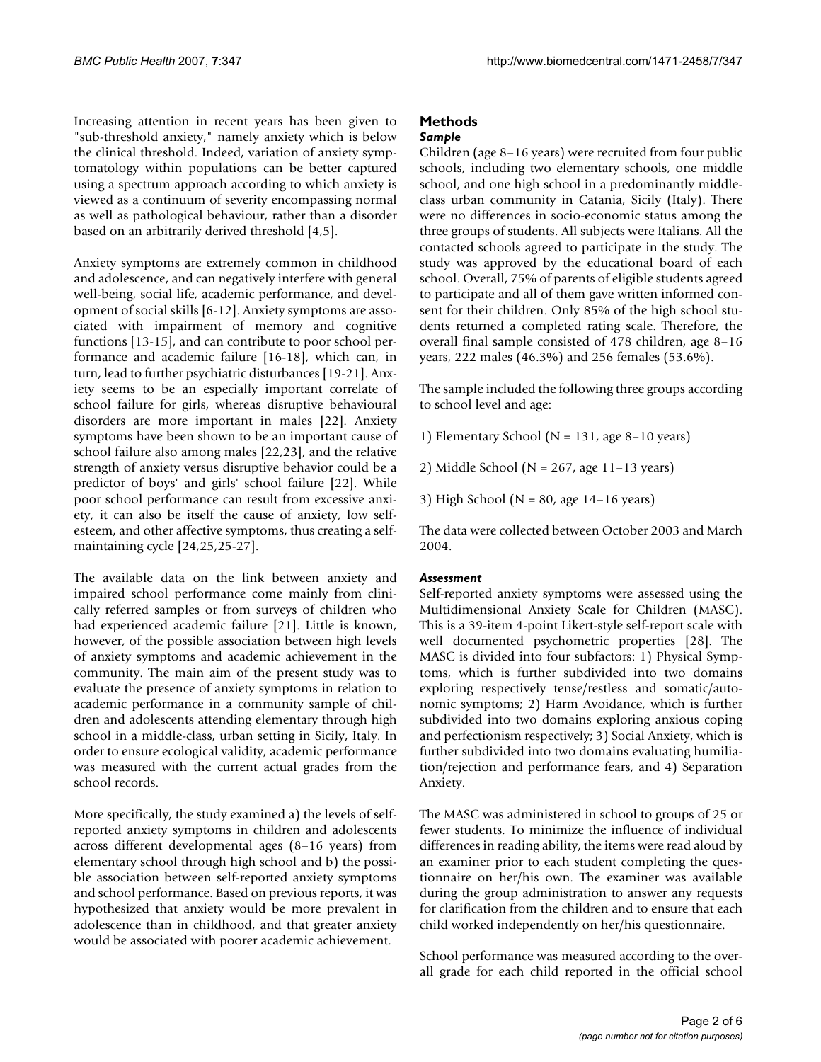Increasing attention in recent years has been given to "sub-threshold anxiety," namely anxiety which is below the clinical threshold. Indeed, variation of anxiety symptomatology within populations can be better captured using a spectrum approach according to which anxiety is viewed as a continuum of severity encompassing normal as well as pathological behaviour, rather than a disorder based on an arbitrarily derived threshold [4,5].

Anxiety symptoms are extremely common in childhood and adolescence, and can negatively interfere with general well-being, social life, academic performance, and development of social skills [6-12]. Anxiety symptoms are associated with impairment of memory and cognitive functions [13-15], and can contribute to poor school performance and academic failure [16-18], which can, in turn, lead to further psychiatric disturbances [19-21]. Anxiety seems to be an especially important correlate of school failure for girls, whereas disruptive behavioural disorders are more important in males [22]. Anxiety symptoms have been shown to be an important cause of school failure also among males [22,23], and the relative strength of anxiety versus disruptive behavior could be a predictor of boys' and girls' school failure [22]. While poor school performance can result from excessive anxiety, it can also be itself the cause of anxiety, low self-esteem, and other affective symptoms, thus creating a self-maintaining cycle [24,25,25-27].

The available data on the link between anxiety and impaired school performance come mainly from clinically referred samples or from surveys of children who had experienced academic failure [21]. Little is known, however, of the possible association between high levels of anxiety symptoms and academic achievement in the community. The main aim of the present study was to evaluate the presence of anxiety symptoms in relation to academic performance in a community sample of children and adolescents attending elementary through high school in a middle-class, urban setting in Sicily, Italy. In order to ensure ecological validity, academic performance was measured with the current actual grades from the school records.

More specifically, the study examined a) the levels of self-reported anxiety symptoms in children and adolescents across different developmental ages (8–16 years) from elementary school through high school and b) the possible association between self-reported anxiety symptoms and school performance. Based on previous reports, it was hypothesized that anxiety would be more prevalent in adolescence than in childhood, and that greater anxiety would be associated with poorer academic achievement.

## Methods

### *Sample*

Children (age 8–16 years) were recruited from four public schools, including two elementary schools, one middle school, and one high school in a predominantly middle-class urban community in Catania, Sicily (Italy). There were no differences in socio-economic status among the three groups of students. All subjects were Italians. All the contacted schools agreed to participate in the study. The study was approved by the educational board of each school. Overall, 75% of parents of eligible students agreed to participate and all of them gave written informed consent for their children. Only 85% of the high school students returned a completed rating scale. Therefore, the overall final sample consisted of 478 children, age 8–16 years, 222 males (46.3%) and 256 females (53.6%).

The sample included the following three groups according to school level and age:

1) Elementary School (N = 131, age 8–10 years)

2) Middle School (N = 267, age 11–13 years)

3) High School (N = 80, age 14–16 years)

The data were collected between October 2003 and March 2004.

### *Assessment*

Self-reported anxiety symptoms were assessed using the Multidimensional Anxiety Scale for Children (MASC). This is a 39-item 4-point Likert-style self-report scale with well documented psychometric properties [28]. The MASC is divided into four subfactors: 1) Physical Symptoms, which is further subdivided into two domains exploring respectively tense/restless and somatic/autonomic symptoms; 2) Harm Avoidance, which is further subdivided into two domains exploring anxious coping and perfectionism respectively; 3) Social Anxiety, which is further subdivided into two domains evaluating humiliation/rejection and performance fears, and 4) Separation Anxiety.

The MASC was administered in school to groups of 25 or fewer students. To minimize the influence of individual differences in reading ability, the items were read aloud by an examiner prior to each student completing the questionnaire on her/his own. The examiner was available during the group administration to answer any requests for clarification from the children and to ensure that each child worked independently on her/his questionnaire.

School performance was measured according to the overall grade for each child reported in the official school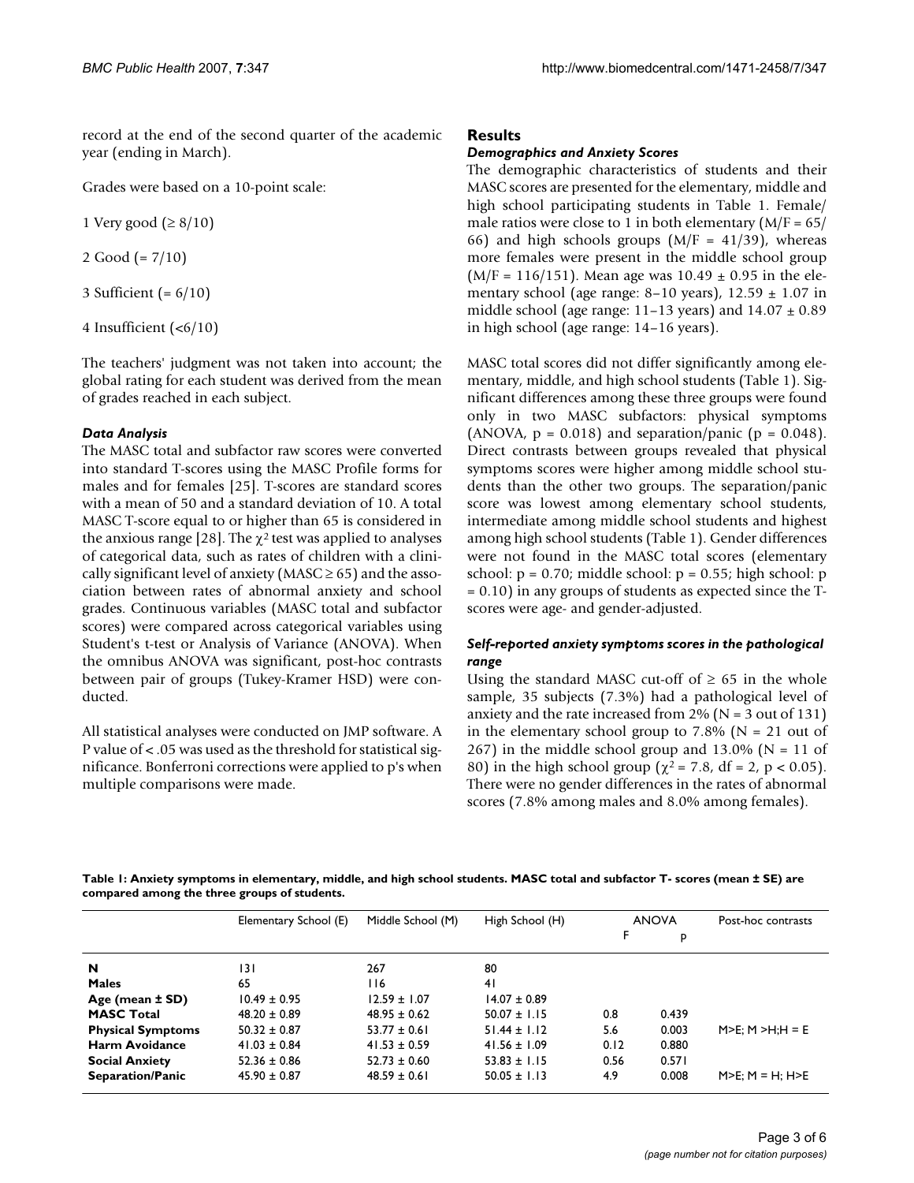record at the end of the second quarter of the academic year (ending in March).

Grades were based on a 10-point scale:

1 Very good (≥ 8/10)

2 Good (= 7/10)

3 Sufficient (= 6/10)

4 Insufficient (<6/10)

The teachers' judgment was not taken into account; the global rating for each student was derived from the mean of grades reached in each subject.

### *Data Analysis*

The MASC total and subfactor raw scores were converted into standard T-scores using the MASC Profile forms for males and for females [25]. T-scores are standard scores with a mean of 50 and a standard deviation of 10. A total MASC T-score equal to or higher than 65 is considered in the anxious range [28]. The $\chi^2$ test was applied to analyses of categorical data, such as rates of children with a clinically significant level of anxiety (MASC ≥ 65) and the association between rates of abnormal anxiety and school grades. Continuous variables (MASC total and subfactor scores) were compared across categorical variables using Student's t-test or Analysis of Variance (ANOVA). When the omnibus ANOVA was significant, post-hoc contrasts between pair of groups (Tukey-Kramer HSD) were conducted.

All statistical analyses were conducted on JMP software. A P value of < .05 was used as the threshold for statistical significance. Bonferroni corrections were applied to p's when multiple comparisons were made.

## Results

### *Demographics and Anxiety Scores*

The demographic characteristics of students and their MASC scores are presented for the elementary, middle and high school participating students in Table 1. Female/male ratios were close to 1 in both elementary (M/F = 65/66) and high schools groups (M/F = 41/39), whereas more females were present in the middle school group (M/F = 116/151). Mean age was 10.49 ± 0.95 in the elementary school (age range: 8–10 years), 12.59 ± 1.07 in middle school (age range: 11–13 years) and 14.07 ± 0.89 in high school (age range: 14–16 years).

MASC total scores did not differ significantly among elementary, middle, and high school students (Table 1). Significant differences among these three groups were found only in two MASC subfactors: physical symptoms (ANOVA, $p = 0.018$) and separation/panic ($p = 0.048$). Direct contrasts between groups revealed that physical symptoms scores were higher among middle school students than the other two groups. The separation/panic score was lowest among elementary school students, intermediate among middle school students and highest among high school students (Table 1). Gender differences were not found in the MASC total scores (elementary school: $p = 0.70$; middle school: $p = 0.55$; high school: $p = 0.10$) in any groups of students as expected since the T-scores were age- and gender-adjusted.

### *Self-reported anxiety symptoms scores in the pathological range*

Using the standard MASC cut-off of ≥ 65 in the whole sample, 35 subjects (7.3%) had a pathological level of anxiety and the rate increased from 2% (N = 3 out of 131) in the elementary school group to 7.8% (N = 21 out of 267) in the middle school group and 13.0% (N = 11 of 80) in the high school group ($\chi^2 = 7.8$, df = 2, $p < 0.05$). There were no gender differences in the rates of abnormal scores (7.8% among males and 8.0% among females).

**Table 1: Anxiety symptoms in elementary, middle, and high school students. MASC total and subfactor T- scores (mean ± SE) are compared among the three groups of students.**

| | Elementary School (E) | Middle School (M) | High School (H) | ANOVA | | Post-hoc contrasts |
|---|---|---|---|---|---|---|
| | | | | F | p | |
| **N** | 131 | 267 | 80 | | | |
| **Males** | 65 | 116 | 41 | | | |
| **Age (mean ± SD)** | 10.49 ± 0.95 | 12.59 ± 1.07 | 14.07 ± 0.89 | | | |
| **MASC Total** | 48.20 ± 0.89 | 48.95 ± 0.62 | 50.07 ± 1.15 | 0.8 | 0.439 | |
| **Physical Symptoms** | 50.32 ± 0.87 | 53.77 ± 0.61 | 51.44 ± 1.12 | 5.6 | 0.003 | M>E; M >H;H = E |
| **Harm Avoidance** | 41.03 ± 0.84 | 41.53 ± 0.59 | 41.56 ± 1.09 | 0.12 | 0.880 | |
| **Social Anxiety** | 52.36 ± 0.86 | 52.73 ± 0.60 | 53.83 ± 1.15 | 0.56 | 0.571 | |
| **Separation/Panic** | 45.90 ± 0.87 | 48.59 ± 0.61 | 50.05 ± 1.13 | 4.9 | 0.008 | M>E; M = H; H>E |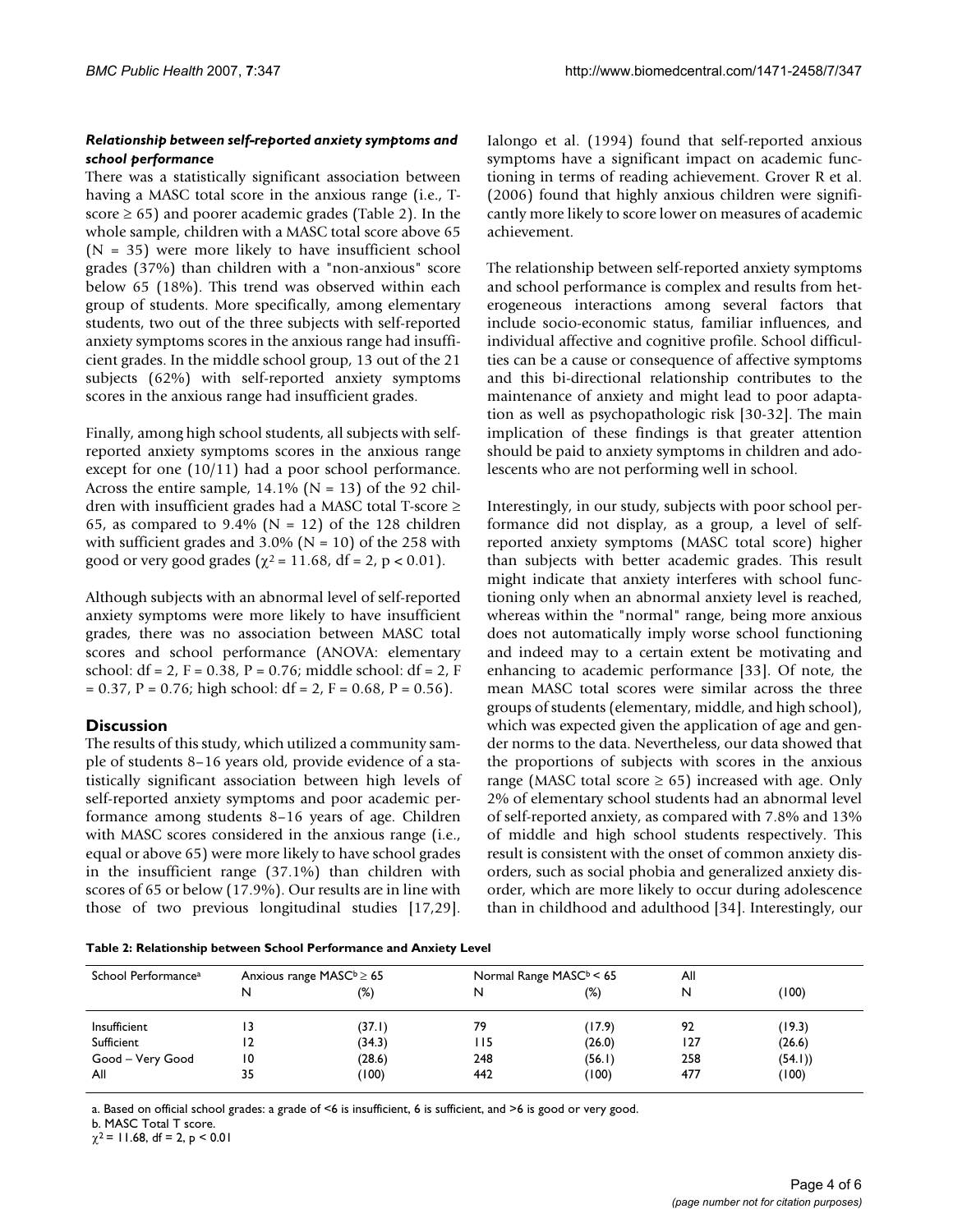### *Relationship between self-reported anxiety symptoms and school performance*

There was a statistically significant association between having a MASC total score in the anxious range (i.e., T-score ≥ 65) and poorer academic grades (Table 2). In the whole sample, children with a MASC total score above 65 (N = 35) were more likely to have insufficient school grades (37%) than children with a "non-anxious" score below 65 (18%). This trend was observed within each group of students. More specifically, among elementary students, two out of the three subjects with self-reported anxiety symptoms scores in the anxious range had insufficient grades. In the middle school group, 13 out of the 21 subjects (62%) with self-reported anxiety symptoms scores in the anxious range had insufficient grades.

Finally, among high school students, all subjects with self-reported anxiety symptoms scores in the anxious range except for one (10/11) had a poor school performance. Across the entire sample, 14.1% (N = 13) of the 92 children with insufficient grades had a MASC total T-score ≥ 65, as compared to 9.4% (N = 12) of the 128 children with sufficient grades and 3.0% (N = 10) of the 258 with good or very good grades ($\chi^2 = 11.68$, df = 2, $p < 0.01$).

Although subjects with an abnormal level of self-reported anxiety symptoms were more likely to have insufficient grades, there was no association between MASC total scores and school performance (ANOVA: elementary school: df = 2, F = 0.38, P = 0.76; middle school: df = 2, F = 0.37, P = 0.76; high school: df = 2, F = 0.68, P = 0.56).

## Discussion

The results of this study, which utilized a community sample of students 8–16 years old, provide evidence of a statistically significant association between high levels of self-reported anxiety symptoms and poor academic performance among students 8–16 years of age. Children with MASC scores considered in the anxious range (i.e., equal or above 65) were more likely to have school grades in the insufficient range (37.1%) than children with scores of 65 or below (17.9%). Our results are in line with those of two previous longitudinal studies [17,29]. Ialongo et al. (1994) found that self-reported anxious symptoms have a significant impact on academic functioning in terms of reading achievement. Grover R et al. (2006) found that highly anxious children were significantly more likely to score lower on measures of academic achievement.

The relationship between self-reported anxiety symptoms and school performance is complex and results from heterogeneous interactions among several factors that include socio-economic status, familiar influences, and individual affective and cognitive profile. School difficulties can be a cause or consequence of affective symptoms and this bi-directional relationship contributes to the maintenance of anxiety and might lead to poor adaptation as well as psychopathologic risk [30-32]. The main implication of these findings is that greater attention should be paid to anxiety symptoms in children and adolescents who are not performing well in school.

Interestingly, in our study, subjects with poor school performance did not display, as a group, a level of self-reported anxiety symptoms (MASC total score) higher than subjects with better academic grades. This result might indicate that anxiety interferes with school functioning only when an abnormal anxiety level is reached, whereas within the "normal" range, being more anxious does not automatically imply worse school functioning and indeed may to a certain extent be motivating and enhancing to academic performance [33]. Of note, the mean MASC total scores were similar across the three groups of students (elementary, middle, and high school), which was expected given the application of age and gender norms to the data. Nevertheless, our data showed that the proportions of subjects with scores in the anxious range (MASC total score ≥ 65) increased with age. Only 2% of elementary school students had an abnormal level of self-reported anxiety, as compared with 7.8% and 13% of middle and high school students respectively. This result is consistent with the onset of common anxiety disorders, such as social phobia and generalized anxiety disorder, which are more likely to occur during adolescence than in childhood and adulthood [34]. Interestingly, our

**Table 2: Relationship between School Performance and Anxiety Level**

| School Performance[a] | Anxious range MASC[b] ≥ 65 | | Normal Range MASC[b] < 65 | | All | |
|---|---|---|---|---|---|---|
| | N | (%) | N | (%) | N | (100) |
| Insufficient | 13 | (37.1) | 79 | (17.9) | 92 | (19.3) |
| Sufficient | 12 | (34.3) | 115 | (26.0) | 127 | (26.6) |
| Good – Very Good | 10 | (28.6) | 248 | (56.1) | 258 | (54.1)) |
| All | 35 | (100) | 442 | (100) | 477 | (100) |

a. Based on official school grades: a grade of <6 is insufficient, 6 is sufficient, and >6 is good or very good.

b. MASC Total T score.

$\chi^2 = 11.68$, df = 2, $p < 0.01$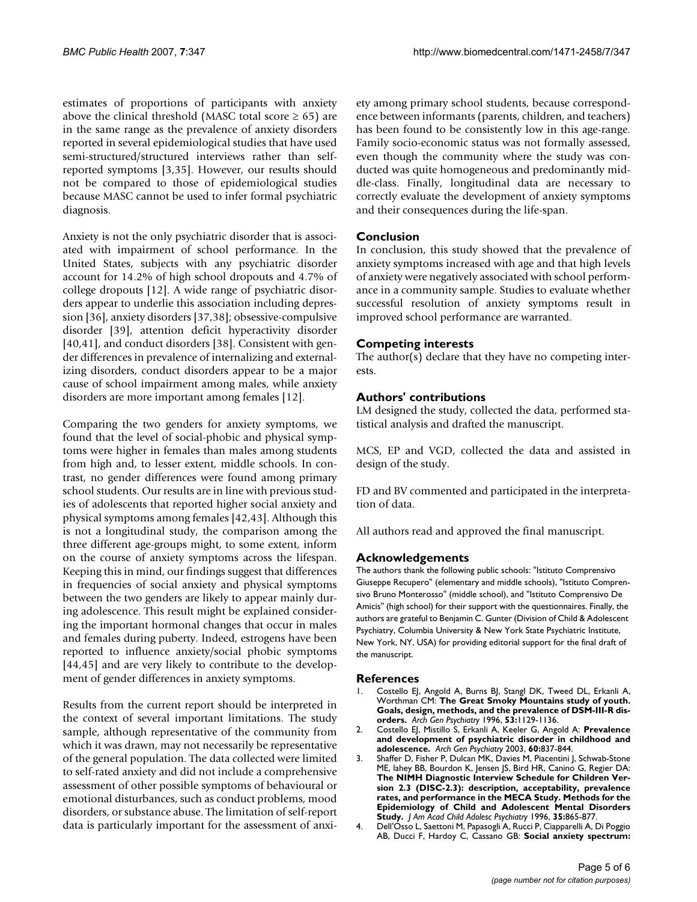estimates of proportions of participants with anxiety above the clinical threshold (MASC total score ≥ 65) are in the same range as the prevalence of anxiety disorders reported in several epidemiological studies that have used semi-structured/structured interviews rather than self-reported symptoms [3,35]. However, our results should not be compared to those of epidemiological studies because MASC cannot be used to infer formal psychiatric diagnosis.

Anxiety is not the only psychiatric disorder that is associated with impairment of school performance. In the United States, subjects with any psychiatric disorder account for 14.2% of high school dropouts and 4.7% of college dropouts [12]. A wide range of psychiatric disorders appear to underlie this association including depression [36], anxiety disorders [37,38]; obsessive-compulsive disorder [39], attention deficit hyperactivity disorder [40,41], and conduct disorders [38]. Consistent with gender differences in prevalence of internalizing and externalizing disorders, conduct disorders appear to be a major cause of school impairment among males, while anxiety disorders are more important among females [12].

Comparing the two genders for anxiety symptoms, we found that the level of social-phobic and physical symptoms were higher in females than males among students from high and, to lesser extent, middle schools. In contrast, no gender differences were found among primary school students. Our results are in line with previous studies of adolescents that reported higher social anxiety and physical symptoms among females [42,43]. Although this is not a longitudinal study, the comparison among the three different age-groups might, to some extent, inform on the course of anxiety symptoms across the lifespan. Keeping this in mind, our findings suggest that differences in frequencies of social anxiety and physical symptoms between the two genders are likely to appear mainly during adolescence. This result might be explained considering the important hormonal changes that occur in males and females during puberty. Indeed, estrogens have been reported to influence anxiety/social phobic symptoms [44,45] and are very likely to contribute to the development of gender differences in anxiety symptoms.

Results from the current report should be interpreted in the context of several important limitations. The study sample, although representative of the community from which it was drawn, may not necessarily be representative of the general population. The data collected were limited to self-rated anxiety and did not include a comprehensive assessment of other possible symptoms of behavioural or emotional disturbances, such as conduct problems, mood disorders, or substance abuse. The limitation of self-report data is particularly important for the assessment of anxiety among primary school students, because correspondence between informants (parents, children, and teachers) has been found to be consistently low in this age-range. Family socio-economic status was not formally assessed, even though the community where the study was conducted was quite homogeneous and predominantly middle-class. Finally, longitudinal data are necessary to correctly evaluate the development of anxiety symptoms and their consequences during the life-span.

## Conclusion

In conclusion, this study showed that the prevalence of anxiety symptoms increased with age and that high levels of anxiety were negatively associated with school performance in a community sample. Studies to evaluate whether successful resolution of anxiety symptoms result in improved school performance are warranted.

## Competing interests

The author(s) declare that they have no competing interests.

## Authors' contributions

LM designed the study, collected the data, performed statistical analysis and drafted the manuscript.

MCS, EP and VGD, collected the data and assisted in design of the study.

FD and BV commented and participated in the interpretation of data.

All authors read and approved the final manuscript.

## Acknowledgements

The authors thank the following public schools: "Istituto Comprensivo Giuseppe Recupero" (elementary and middle schools), "Istituto Comprensivo Bruno Monterosso" (middle school), and "Istituto Comprensivo De Amicis" (high school) for their support with the questionnaires. Finally, the authors are grateful to Benjamin C. Gunter (Division of Child & Adolescent Psychiatry, Columbia University & New York State Psychiatric Institute, New York, NY, USA) for providing editorial support for the final draft of the manuscript.

## References

1. Costello EJ, Angold A, Burns BJ, Stangl DK, Tweed DL, Erkanli A, Worthman CM: **The Great Smoky Mountains study of youth. Goals, design, methods, and the prevalence of DSM-III-R disorders.** *Arch Gen Psychiatry* 1996, **53:**1129-1136.
2. Costello EJ, Mistillo S, Erkanli A, Keeler G, Angold A: **Prevalence and development of psychiatric disorder in childhood and adolescence.** *Arch Gen Psychiatry* 2003, **60:**837-844.
3. Shaffer D, Fisher P, Dulcan MK, Davies M, Piacentini J, Schwab-Stone ME, lahey BB, Bourdon K, Jensen JS, Bird HR, Canino G, Regier DA: **The NIMH Diagnostic Interview Schedule for Children Version 2.3 (DISC-2.3): description, acceptability, prevalence rates, and performance in the MECA Study. Methods for the Epidemiology of Child and Adolescent Mental Disorders Study.** *J Am Acad Child Adolesc Psychiatry* 1996, **35:**865-877.
4. Dell'Osso L, Saettoni M, Papasogli A, Rucci P, Ciapparelli A, Di Poggio AB, Ducci F, Hardoy C, Cassano GB: **Social anxiety spectrum:**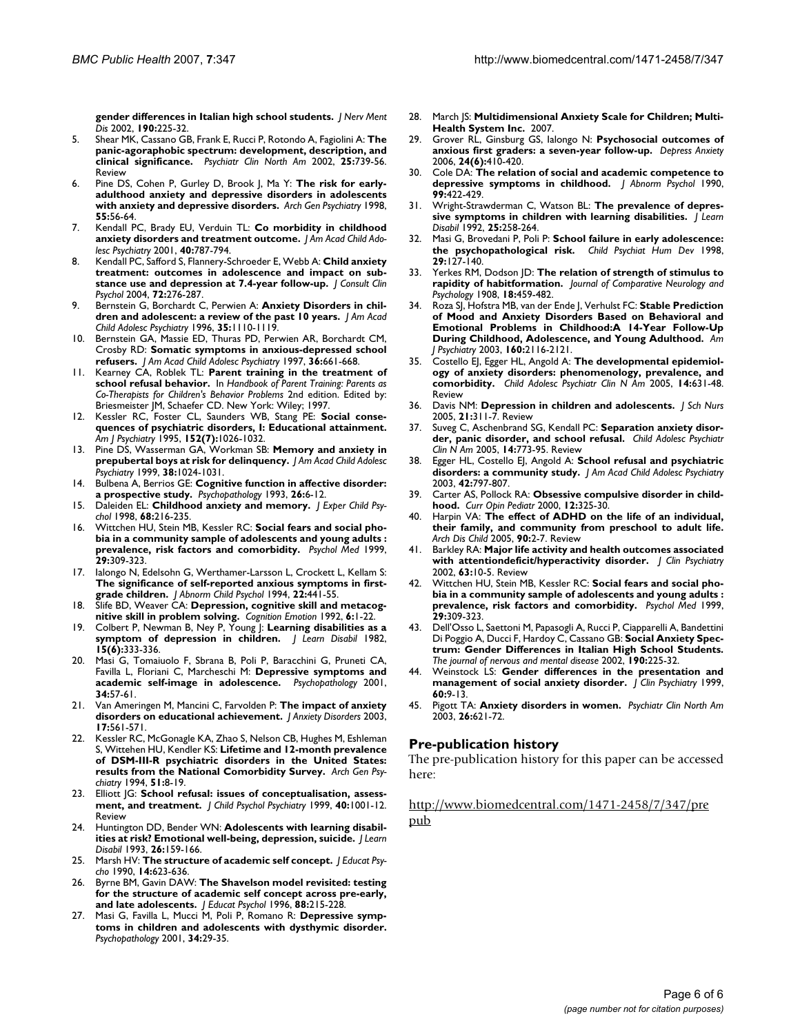gender differences in Italian high school students. *J Nerv Ment Dis* 2002, 190:225-32.

5. Shear MK, Cassano GB, Frank E, Rucci P, Rotondo A, Fagiolini A: **The panic-agoraphobic spectrum: development, description, and clinical significance.** *Psychiatr Clin North Am* 2002, 25:739-56. Review
6. Pine DS, Cohen P, Gurley D, Brook J, Ma Y: **The risk for early-adulthood anxiety and depressive disorders in adolescents with anxiety and depressive disorders.** *Arch Gen Psychiatry* 1998, 55:56-64.
7. Kendall PC, Brady EU, Verduin TL: **Co morbidity in childhood anxiety disorders and treatment outcome.** *J Am Acad Child Adolesc Psychiatry* 2001, 40:787-794.
8. Kendall PC, Safford S, Flannery-Schroeder E, Webb A: **Child anxiety treatment: outcomes in adolescence and impact on substance use and depression at 7.4-year follow-up.** *J Consult Clin Psychol* 2004, 72:276-287.
9. Bernstein G, Borchardt C, Perwien A: **Anxiety Disorders in children and adolescent: a review of the past 10 years.** *J Am Acad Child Adolesc Psychiatry* 1996, 35:1110-1119.
10. Bernstein GA, Massie ED, Thuras PD, Perwien AR, Borchardt CM, Crosby RD: **Somatic symptoms in anxious-depressed school refusers.** *J Am Acad Child Adolesc Psychiatry* 1997, 36:661-668.
11. Kearney CA, Roblek TL: **Parent training in the treatment of school refusal behavior.** In *Handbook of Parent Training: Parents as Co-Therapists for Children's Behavior Problems* 2nd edition. Edited by: Briesmeister JM, Schaefer CD. New York: Wiley; 1997.
12. Kessler RC, Foster CL, Saunders WB, Stang PE: **Social consequences of psychiatric disorders, I: Educational attainment.** *Am J Psychiatry* 1995, 152(7):1026-1032.
13. Pine DS, Wasserman GA, Workman SB: **Memory and anxiety in prepubertal boys at risk for delinquency.** *J Am Acad Child Adolesc Psychiatry* 1999, 38:1024-1031.
14. Bulbena A, Berrios GE: **Cognitive function in affective disorder: a prospective study.** *Psychopathology* 1993, 26:6-12.
15. Daleiden EL: **Childhood anxiety and memory.** *J Exper Child Psychol* 1998, 68:216-235.
16. Wittchen HU, Stein MB, Kessler RC: **Social fears and social phobia in a community sample of adolescents and young adults : prevalence, risk factors and comorbidity.** *Psychol Med* 1999, 29:309-323.
17. Ialongo N, Edelsohn G, Werthamer-Larsson L, Crockett L, Kellam S: **The significance of self-reported anxious symptoms in first-grade children.** *J Abnorm Child Psychol* 1994, 22:441-55.
18. Slife BD, Weaver CA: **Depression, cognitive skill and metacognitive skill in problem solving.** *Cognition Emotion* 1992, 6:1-22.
19. Colbert P, Newman B, Ney P, Young J: **Learning disabilities as a symptom of depression in children.** *J Learn Disabil* 1982, 15(6):333-336.
20. Masi G, Tomaiuolo F, Sbrana B, Poli P, Baracchini G, Pruneti CA, Favilla L, Floriani C, Marcheschi M: **Depressive symptoms and academic self-image in adolescence.** *Psychopathology* 2001, 34:57-61.
21. Van Ameringen M, Mancini C, Farvolden P: **The impact of anxiety disorders on educational achievement.** *J Anxiety Disorders* 2003, 17:561-571.
22. Kessler RC, McGonagle KA, Zhao S, Nelson CB, Hughes M, Eshleman S, Wittehen HU, Kendler KS: **Lifetime and 12-month prevalence of DSM-III-R psychiatric disorders in the United States: results from the National Comorbidity Survey.** *Arch Gen Psychiatry* 1994, 51:8-19.
23. Elliott JG: **School refusal: issues of conceptualisation, assessment, and treatment.** *J Child Psychol Psychiatry* 1999, 40:1001-12. Review
24. Huntington DD, Bender WN: **Adolescents with learning disabilities at risk? Emotional well-being, depression, suicide.** *J Learn Disabil* 1993, 26:159-166.
25. Marsh HV: **The structure of academic self concept.** *J Educat Psycho* 1990, 14:623-636.
26. Byrne BM, Gavin DAW: **The Shavelson model revisited: testing for the structure of academic self concept across pre-early, and late adolescents.** *J Educat Psychol* 1996, 88:215-228.
27. Masi G, Favilla L, Mucci M, Poli P, Romano R: **Depressive symptoms in children and adolescents with dysthymic disorder.** *Psychopathology* 2001, 34:29-35.
28. March JS: **Multidimensional Anxiety Scale for Children; Multi-Health System Inc.** 2007.
29. Grover RL, Ginsburg GS, Ialongo N: **Psychosocial outcomes of anxious first graders: a seven-year follow-up.** *Depress Anxiety* 2006, 24(6):410-420.
30. Cole DA: **The relation of social and academic competence to depressive symptoms in childhood.** *J Abnorm Psychol* 1990, 99:422-429.
31. Wright-Strawderman C, Watson BL: **The prevalence of depressive symptoms in children with learning disabilities.** *J Learn Disabil* 1992, 25:258-264.
32. Masi G, Brovedani P, Poli P: **School failure in early adolescence: the psychopathological risk.** *Child Psychiat Hum Dev* 1998, 29:127-140.
33. Yerkes RM, Dodson JD: **The relation of strength of stimulus to rapidity of habitformation.** *Journal of Comparative Neurology and Psychology* 1908, 18:459-482.
34. Roza SJ, Hofstra MB, van der Ende J, Verhulst FC: **Stable Prediction of Mood and Anxiety Disorders Based on Behavioral and Emotional Problems in Childhood:A 14-Year Follow-Up During Childhood, Adolescence, and Young Adulthood.** *Am J Psychiatry* 2003, 160:2116-2121.
35. Costello EJ, Egger HL, Angold A: **The developmental epidemiology of anxiety disorders: phenomenology, prevalence, and comorbidity.** *Child Adolesc Psychiatr Clin N Am* 2005, 14:631-48. Review
36. Davis NM: **Depression in children and adolescents.** *J Sch Nurs* 2005, 21:311-7. Review
37. Suveg C, Aschenbrand SG, Kendall PC: **Separation anxiety disorder, panic disorder, and school refusal.** *Child Adolesc Psychiatr Clin N Am* 2005, 14:773-95. Review
38. Egger HL, Costello EJ, Angold A: **School refusal and psychiatric disorders: a community study.** *J Am Acad Child Adolesc Psychiatry* 2003, 42:797-807.
39. Carter AS, Pollock RA: **Obsessive compulsive disorder in childhood.** *Curr Opin Pediatr* 2000, 12:325-30.
40. Harpin VA: **The effect of ADHD on the life of an individual, their family, and community from preschool to adult life.** *Arch Dis Child* 2005, 90:2-7. Review
41. Barkley RA: **Major life activity and health outcomes associated with attentiondeficit/hyperactivity disorder.** *J Clin Psychiatry* 2002, 63:10-5. Review
42. Wittchen HU, Stein MB, Kessler RC: **Social fears and social phobia in a community sample of adolescents and young adults : prevalence, risk factors and comorbidity.** *Psychol Med* 1999, 29:309-323.
43. Dell'Osso L, Saettoni M, Papasogli A, Rucci P, Ciapparelli A, Bandettini Di Poggio A, Ducci F, Hardoy C, Cassano GB: **Social Anxiety Spectrum: Gender Differences in Italian High School Students.** *The journal of nervous and mental disease* 2002, 190:225-32.
44. Weinstock LS: **Gender differences in the presentation and management of social anxiety disorder.** *J Clin Psychiatry* 1999, 60:9-13.
45. Pigott TA: **Anxiety disorders in women.** *Psychiatr Clin North Am* 2003, 26:621-72.

## Pre-publication history

The pre-publication history for this paper can be accessed here:

http://www.biomedcentral.com/1471-2458/7/347/prepub